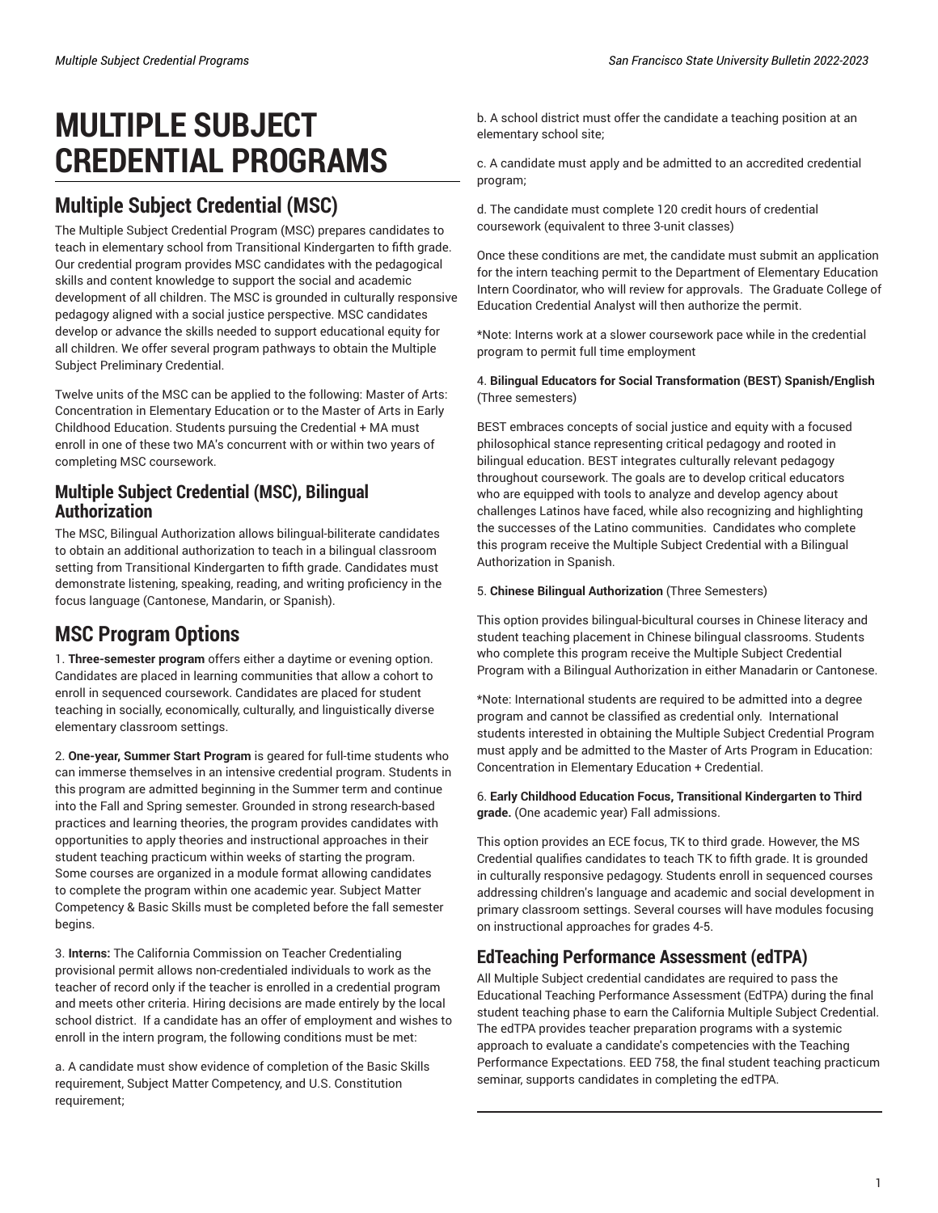# MULTIPLE SUBJECT CREDENTIAL PROGRAMS

## Multiple Subject Credential (MSC)

The Multiple Subject Credential Program (MSC) prepares candidates to teach in elementary school from Transitional Kindergarten to fifth grade. Our credential program provides MSC candidates with the pedagogical skills and content knowledge to support the social and academic development of all children. The MSC is grounded in culturally responsive pedagogy aligned with a social justice perspective. MSC candidates develop or advance the skills needed to support educational equity for all children. We offer several program pathways to obtain the Multiple Subject Preliminary Credential.

Twelve units of the MSC can be applied to the following: Master of Arts: Concentration in Elementary Education or to the Master of Arts in Early Childhood Education. Students pursuing the Credential + MA must enroll in one of these two MA's concurrent with or within two years of completing MSC coursework.

### Multiple Subject Credential (MSC), Bilingual Authorization

The MSC, Bilingual Authorization allows bilingual-biliterate candidates to obtain an additional authorization to teach in a bilingual classroom setting from Transitional Kindergarten to fifth grade. Candidates must demonstrate listening, speaking, reading, and writing proficiency in the focus language (Cantonese, Mandarin, or Spanish).

## MSC Program Options

1. **Three-semester program** offers either a daytime or evening option. Candidates are placed in learning communities that allow a cohort to enroll in sequenced coursework. Candidates are placed for student teaching in socially, economically, culturally, and linguistically diverse elementary classroom settings.

2. **One-year, Summer Start Program** is geared for full-time students who can immerse themselves in an intensive credential program. Students in this program are admitted beginning in the Summer term and continue into the Fall and Spring semester. Grounded in strong research-based practices and learning theories, the program provides candidates with opportunities to apply theories and instructional approaches in their student teaching practicum within weeks of starting the program. Some courses are organized in a module format allowing candidates to complete the program within one academic year. Subject Matter Competency & Basic Skills must be completed before the fall semester begins.

3. **Interns:** The California Commission on Teacher Credentialing provisional permit allows non-credentialed individuals to work as the teacher of record only if the teacher is enrolled in a credential program and meets other criteria. Hiring decisions are made entirely by the local school district.  If a candidate has an offer of employment and wishes to enroll in the intern program, the following conditions must be met:

a. A candidate must show evidence of completion of the Basic Skills requirement, Subject Matter Competency, and U.S. Constitution requirement;

b. A school district must offer the candidate a teaching position at an elementary school site;

c. A candidate must apply and be admitted to an accredited credential program;

d. The candidate must complete 120 credit hours of credential coursework (equivalent to three 3-unit classes)

Once these conditions are met, the candidate must submit an application for the intern teaching permit to the Department of Elementary Education Intern Coordinator, who will review for approvals.  The Graduate College of Education Credential Analyst will then authorize the permit.

*Note: Interns work at a slower coursework pace while in the credential program to permit full time employment

4. **Bilingual Educators for Social Transformation (BEST) Spanish/English** (Three semesters)

BEST embraces concepts of social justice and equity with a focused philosophical stance representing critical pedagogy and rooted in bilingual education. BEST integrates culturally relevant pedagogy throughout coursework. The goals are to develop critical educators who are equipped with tools to analyze and develop agency about challenges Latinos have faced, while also recognizing and highlighting the successes of the Latino communities.  Candidates who complete this program receive the Multiple Subject Credential with a Bilingual Authorization in Spanish.

5. **Chinese Bilingual Authorization** (Three Semesters)

This option provides bilingual-bicultural courses in Chinese literacy and student teaching placement in Chinese bilingual classrooms. Students who complete this program receive the Multiple Subject Credential Program with a Bilingual Authorization in either Manadarin or Cantonese.

*Note: International students are required to be admitted into a degree program and cannot be classified as credential only.  International students interested in obtaining the Multiple Subject Credential Program must apply and be admitted to the Master of Arts Program in Education: Concentration in Elementary Education + Credential.

6. **Early Childhood Education Focus, Transitional Kindergarten to Third grade.** (One academic year) Fall admissions.

This option provides an ECE focus, TK to third grade. However, the MS Credential qualifies candidates to teach TK to fifth grade. It is grounded in culturally responsive pedagogy. Students enroll in sequenced courses addressing children's language and academic and social development in primary classroom settings. Several courses will have modules focusing on instructional approaches for grades 4-5.

## EdTeaching Performance Assessment (edTPA)

All Multiple Subject credential candidates are required to pass the Educational Teaching Performance Assessment (EdTPA) during the final student teaching phase to earn the California Multiple Subject Credential. The edTPA provides teacher preparation programs with a systemic approach to evaluate a candidate's competencies with the Teaching Performance Expectations. EED 758, the final student teaching practicum seminar, supports candidates in completing the edTPA.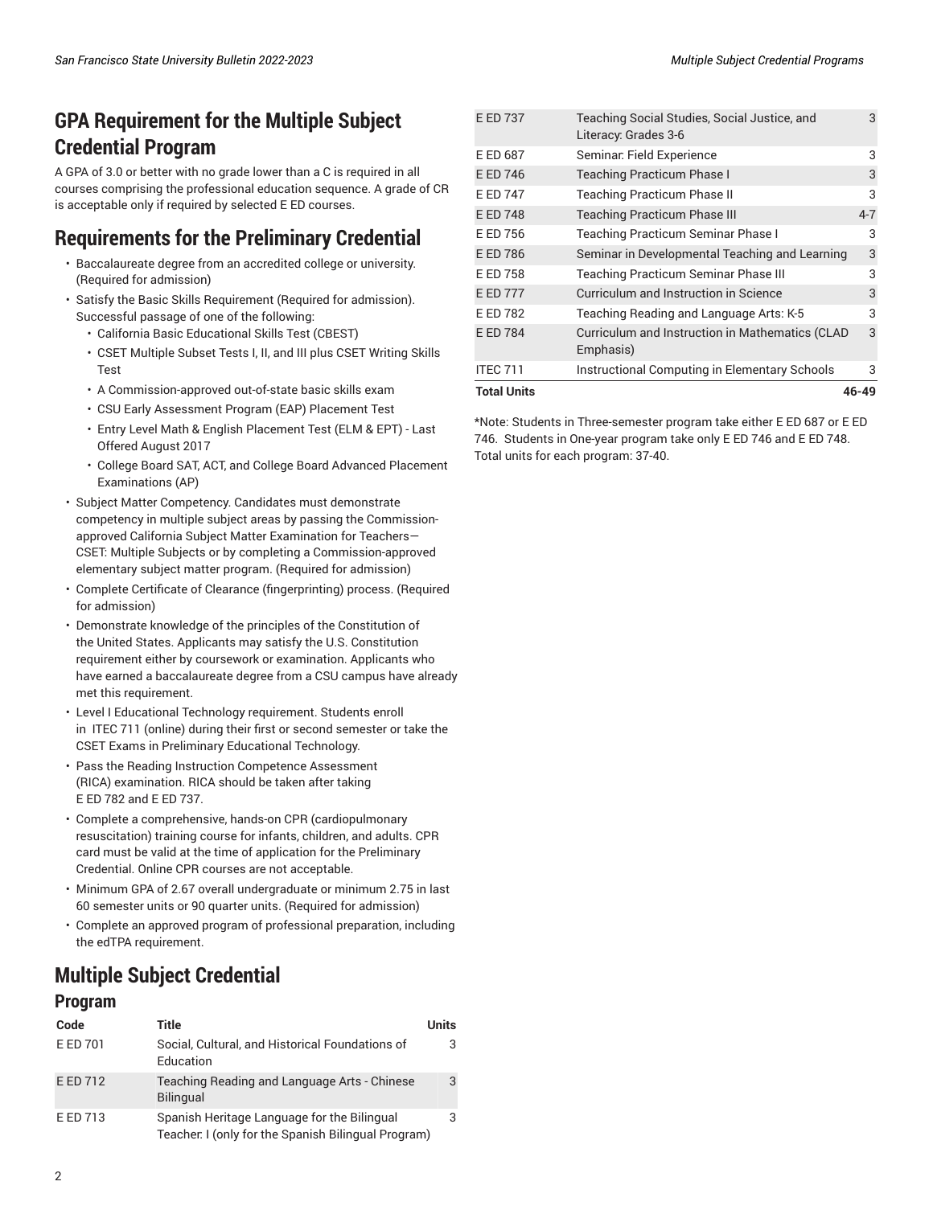## GPA Requirement for the Multiple Subject Credential Program

A GPA of 3.0 or better with no grade lower than a C is required in all courses comprising the professional education sequence. A grade of CR is acceptable only if required by selected E ED courses.

## Requirements for the Preliminary Credential

- Baccalaureate degree from an accredited college or university. (Required for admission)
- Satisfy the Basic Skills Requirement (Required for admission). Successful passage of one of the following:
  - California Basic Educational Skills Test (CBEST)
  - CSET Multiple Subset Tests I, II, and III plus CSET Writing Skills Test
  - A Commission-approved out-of-state basic skills exam
  - CSU Early Assessment Program (EAP) Placement Test
  - Entry Level Math & English Placement Test (ELM & EPT) - Last Offered August 2017
  - College Board SAT, ACT, and College Board Advanced Placement Examinations (AP)
- Subject Matter Competency. Candidates must demonstrate competency in multiple subject areas by passing the Commission-approved California Subject Matter Examination for Teachers—CSET: Multiple Subjects or by completing a Commission-approved elementary subject matter program. (Required for admission)
- Complete Certificate of Clearance (fingerprinting) process. (Required for admission)
- Demonstrate knowledge of the principles of the Constitution of the United States. Applicants may satisfy the U.S. Constitution requirement either by coursework or examination. Applicants who have earned a baccalaureate degree from a CSU campus have already met this requirement.
- Level I Educational Technology requirement. Students enroll in ITEC 711 (online) during their first or second semester or take the CSET Exams in Preliminary Educational Technology.
- Pass the Reading Instruction Competence Assessment (RICA) examination. RICA should be taken after taking E ED 782 and E ED 737.
- Complete a comprehensive, hands-on CPR (cardiopulmonary resuscitation) training course for infants, children, and adults. CPR card must be valid at the time of application for the Preliminary Credential. Online CPR courses are not acceptable.
- Minimum GPA of 2.67 overall undergraduate or minimum 2.75 in last 60 semester units or 90 quarter units. (Required for admission)
- Complete an approved program of professional preparation, including the edTPA requirement.

## Multiple Subject Credential

### Program

| Code | Title | Units |
|---|---|---|
| E ED 701 | Social, Cultural, and Historical Foundations of Education | 3 |
| E ED 712 | Teaching Reading and Language Arts - Chinese Bilingual | 3 |
| E ED 713 | Spanish Heritage Language for the Bilingual Teacher: I (only for the Spanish Bilingual Program) | 3 |
| E ED 737 | Teaching Social Studies, Social Justice, and Literacy: Grades 3-6 | 3 |
| E ED 687 | Seminar: Field Experience | 3 |
| E ED 746 | Teaching Practicum Phase I | 3 |
| E ED 747 | Teaching Practicum Phase II | 3 |
| E ED 748 | Teaching Practicum Phase III | 4-7 |
| E ED 756 | Teaching Practicum Seminar Phase I | 3 |
| E ED 786 | Seminar in Developmental Teaching and Learning | 3 |
| E ED 758 | Teaching Practicum Seminar Phase III | 3 |
| E ED 777 | Curriculum and Instruction in Science | 3 |
| E ED 782 | Teaching Reading and Language Arts: K-5 | 3 |
| E ED 784 | Curriculum and Instruction in Mathematics (CLAD Emphasis) | 3 |
| ITEC 711 | Instructional Computing in Elementary Schools | 3 |
| **Total Units** | | **46-49** |

*Note: Students in Three-semester program take either E ED 687 or E ED 746. Students in One-year program take only E ED 746 and E ED 748. Total units for each program: 37-40.